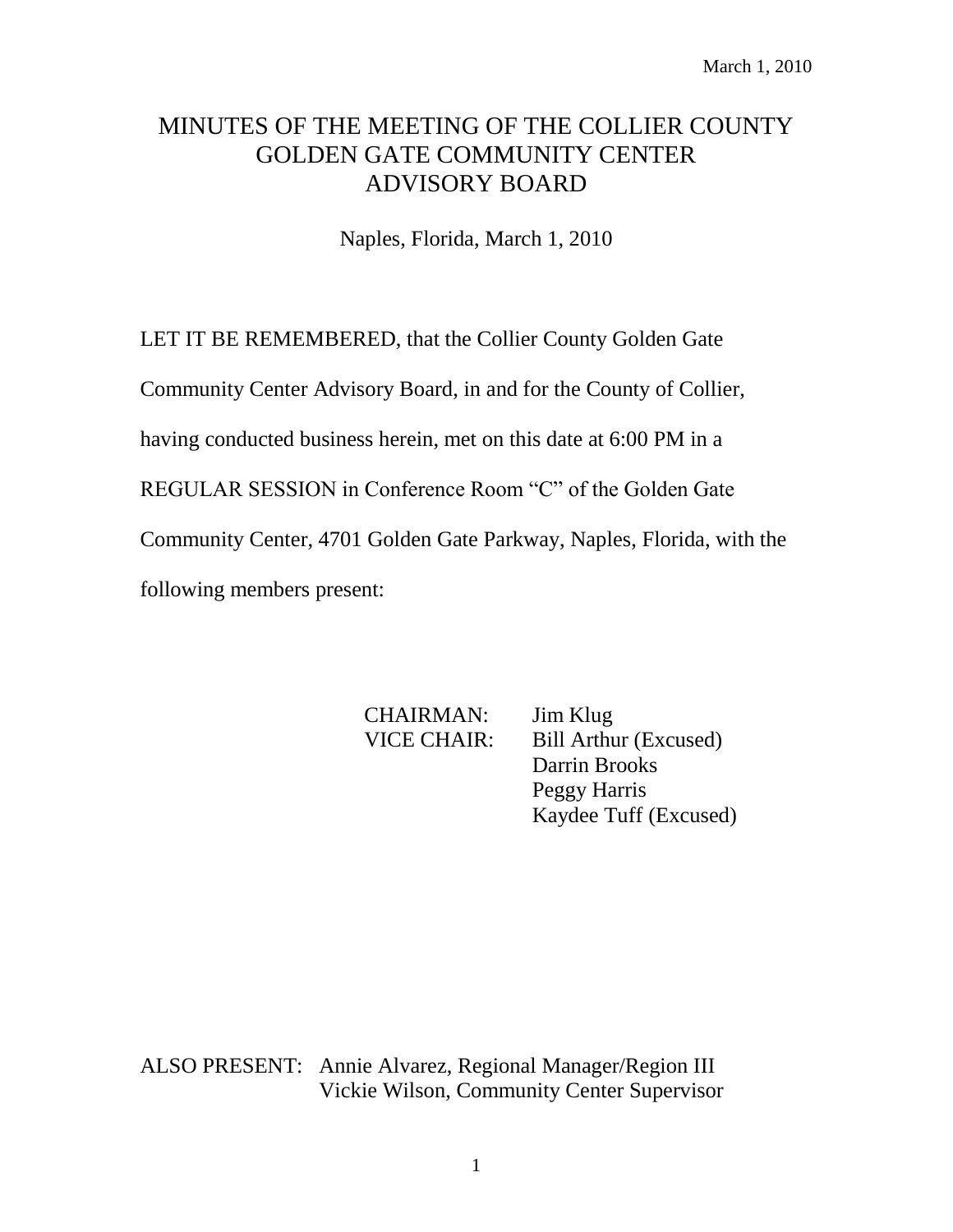March 1, 2010

# MINUTES OF THE MEETING OF THE COLLIER COUNTY GOLDEN GATE COMMUNITY CENTER ADVISORY BOARD

Naples, Florida, March 1, 2010

LET IT BE REMEMBERED, that the Collier County Golden Gate Community Center Advisory Board, in and for the County of Collier, having conducted business herein, met on this date at 6:00 PM in a REGULAR SESSION in Conference Room "C" of the Golden Gate Community Center, 4701 Golden Gate Parkway, Naples, Florida, with the following members present:

CHAIRMAN: Jim Klug
VICE CHAIR: Bill Arthur (Excused)
Darrin Brooks
Peggy Harris
Kaydee Tuff (Excused)

ALSO PRESENT: Annie Alvarez, Regional Manager/Region III
Vickie Wilson, Community Center Supervisor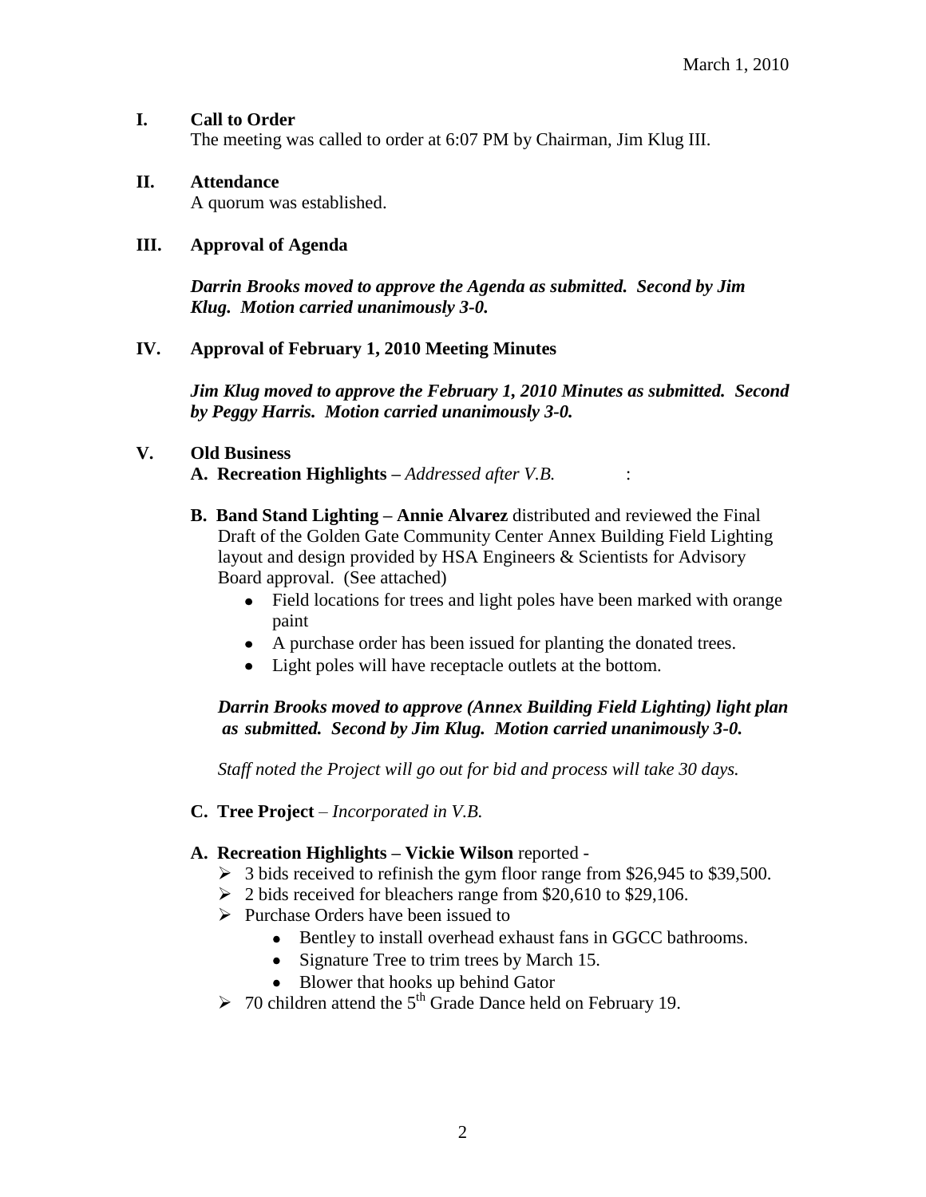March 1, 2010

**I. Call to Order**

The meeting was called to order at 6:07 PM by Chairman, Jim Klug III.

**II. Attendance**

A quorum was established.

**III. Approval of Agenda**

***Darrin Brooks moved to approve the Agenda as submitted. Second by Jim Klug. Motion carried unanimously 3-0.***

**IV. Approval of February 1, 2010 Meeting Minutes**

***Jim Klug moved to approve the February 1, 2010 Minutes as submitted. Second by Peggy Harris. Motion carried unanimously 3-0.***

**V. Old Business**

**A. Recreation Highlights –** *Addressed after V.B.* :

**B. Band Stand Lighting – Annie Alvarez** distributed and reviewed the Final Draft of the Golden Gate Community Center Annex Building Field Lighting layout and design provided by HSA Engineers & Scientists for Advisory Board approval. (See attached)

- Field locations for trees and light poles have been marked with orange paint
- A purchase order has been issued for planting the donated trees.
- Light poles will have receptacle outlets at the bottom.

***Darrin Brooks moved to approve (Annex Building Field Lighting) light plan as submitted. Second by Jim Klug. Motion carried unanimously 3-0.***

*Staff noted the Project will go out for bid and process will take 30 days.*

**C. Tree Project** – *Incorporated in V.B.*

**A. Recreation Highlights – Vickie Wilson** reported -

- 3 bids received to refinish the gym floor range from $26,945 to $39,500.
- 2 bids received for bleachers range from $20,610 to $29,106.
- Purchase Orders have been issued to
  - Bentley to install overhead exhaust fans in GGCC bathrooms.
  - Signature Tree to trim trees by March 15.
  - Blower that hooks up behind Gator
- 70 children attend the 5th Grade Dance held on February 19.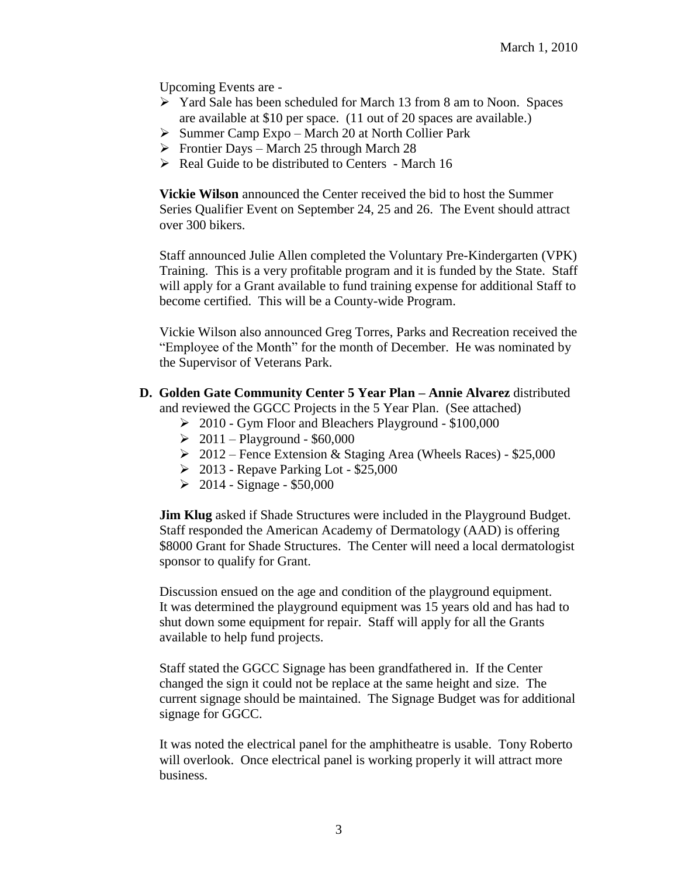Upcoming Events are -

- Yard Sale has been scheduled for March 13 from 8 am to Noon. Spaces are available at $10 per space. (11 out of 20 spaces are available.)
- Summer Camp Expo – March 20 at North Collier Park
- Frontier Days – March 25 through March 28
- Real Guide to be distributed to Centers - March 16

**Vickie Wilson** announced the Center received the bid to host the Summer Series Qualifier Event on September 24, 25 and 26. The Event should attract over 300 bikers.

Staff announced Julie Allen completed the Voluntary Pre-Kindergarten (VPK) Training. This is a very profitable program and it is funded by the State. Staff will apply for a Grant available to fund training expense for additional Staff to become certified. This will be a County-wide Program.

Vickie Wilson also announced Greg Torres, Parks and Recreation received the "Employee of the Month" for the month of December. He was nominated by the Supervisor of Veterans Park.

**D. Golden Gate Community Center 5 Year Plan – Annie Alvarez** distributed and reviewed the GGCC Projects in the 5 Year Plan. (See attached)

- 2010 - Gym Floor and Bleachers Playground - $100,000
- 2011 – Playground - $60,000
- 2012 – Fence Extension & Staging Area (Wheels Races) - $25,000
- 2013 - Repave Parking Lot - $25,000
- 2014 - Signage - $50,000

**Jim Klug** asked if Shade Structures were included in the Playground Budget. Staff responded the American Academy of Dermatology (AAD) is offering $8000 Grant for Shade Structures. The Center will need a local dermatologist sponsor to qualify for Grant.

Discussion ensued on the age and condition of the playground equipment. It was determined the playground equipment was 15 years old and has had to shut down some equipment for repair. Staff will apply for all the Grants available to help fund projects.

Staff stated the GGCC Signage has been grandfathered in. If the Center changed the sign it could not be replace at the same height and size. The current signage should be maintained. The Signage Budget was for additional signage for GGCC.

It was noted the electrical panel for the amphitheatre is usable. Tony Roberto will overlook. Once electrical panel is working properly it will attract more business.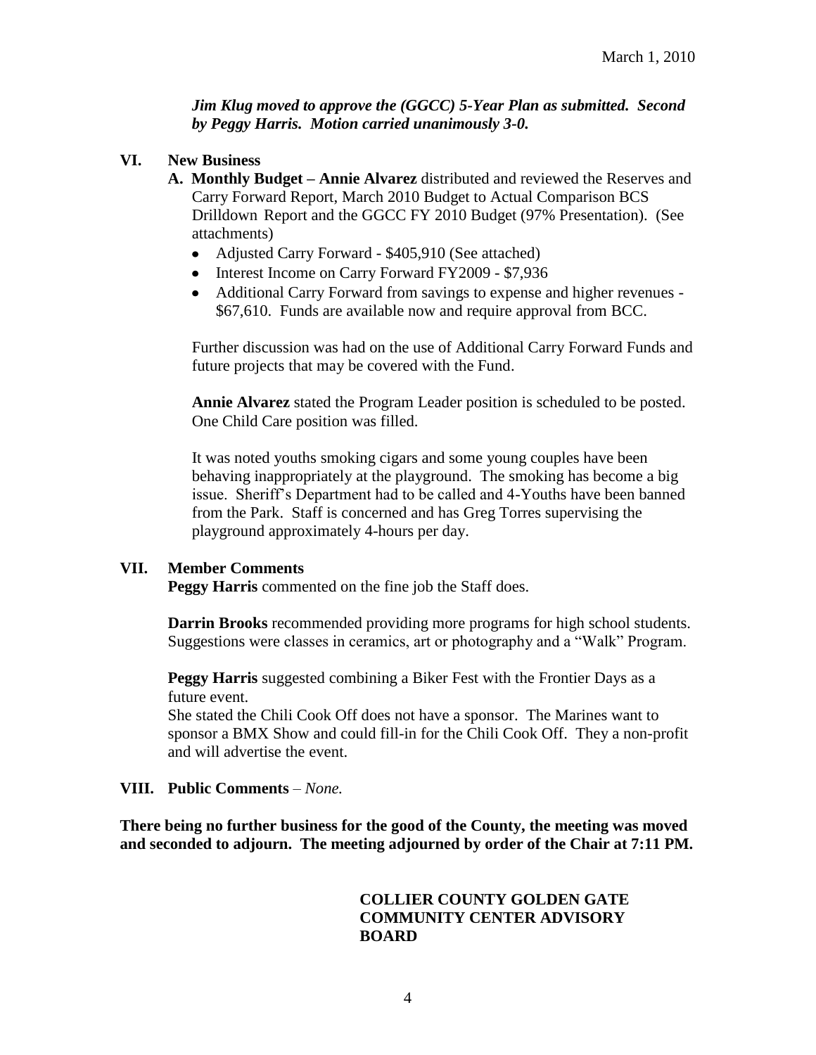*Jim Klug moved to approve the (GGCC) 5-Year Plan as submitted. Second by Peggy Harris. Motion carried unanimously 3-0.*

**VI. New Business**

**A. Monthly Budget – Annie Alvarez** distributed and reviewed the Reserves and Carry Forward Report, March 2010 Budget to Actual Comparison BCS Drilldown Report and the GGCC FY 2010 Budget (97% Presentation). (See attachments)

- Adjusted Carry Forward - $405,910 (See attached)
- Interest Income on Carry Forward FY2009 - $7,936
- Additional Carry Forward from savings to expense and higher revenues - $67,610. Funds are available now and require approval from BCC.

Further discussion was had on the use of Additional Carry Forward Funds and future projects that may be covered with the Fund.

**Annie Alvarez** stated the Program Leader position is scheduled to be posted. One Child Care position was filled.

It was noted youths smoking cigars and some young couples have been behaving inappropriately at the playground. The smoking has become a big issue. Sheriff's Department had to be called and 4-Youths have been banned from the Park. Staff is concerned and has Greg Torres supervising the playground approximately 4-hours per day.

**VII. Member Comments**

**Peggy Harris** commented on the fine job the Staff does.

**Darrin Brooks** recommended providing more programs for high school students. Suggestions were classes in ceramics, art or photography and a "Walk" Program.

**Peggy Harris** suggested combining a Biker Fest with the Frontier Days as a future event.
She stated the Chili Cook Off does not have a sponsor. The Marines want to sponsor a BMX Show and could fill-in for the Chili Cook Off. They a non-profit and will advertise the event.

**VIII. Public Comments** – *None.*

**There being no further business for the good of the County, the meeting was moved and seconded to adjourn. The meeting adjourned by order of the Chair at 7:11 PM.**

**COLLIER COUNTY GOLDEN GATE COMMUNITY CENTER ADVISORY BOARD**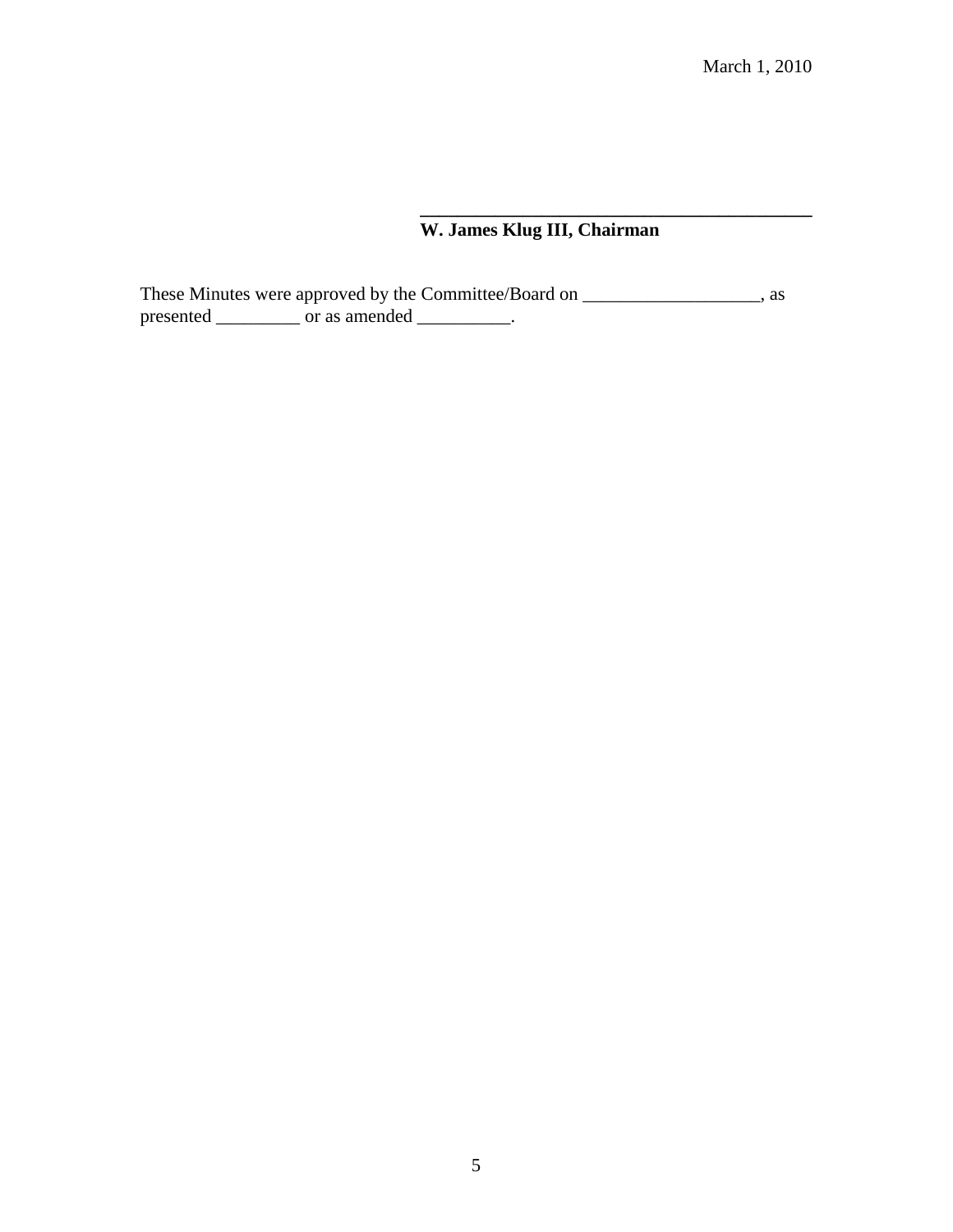\_\_\_\_\_\_\_\_\_\_\_\_\_\_\_\_\_\_\_\_\_\_\_\_\_\_\_\_\_\_\_\_\_\_\_\_\_\_\_\_\_\_

**W. James Klug III, Chairman**

These Minutes were approved by the Committee/Board on ___________________, as presented _________ or as amended __________.